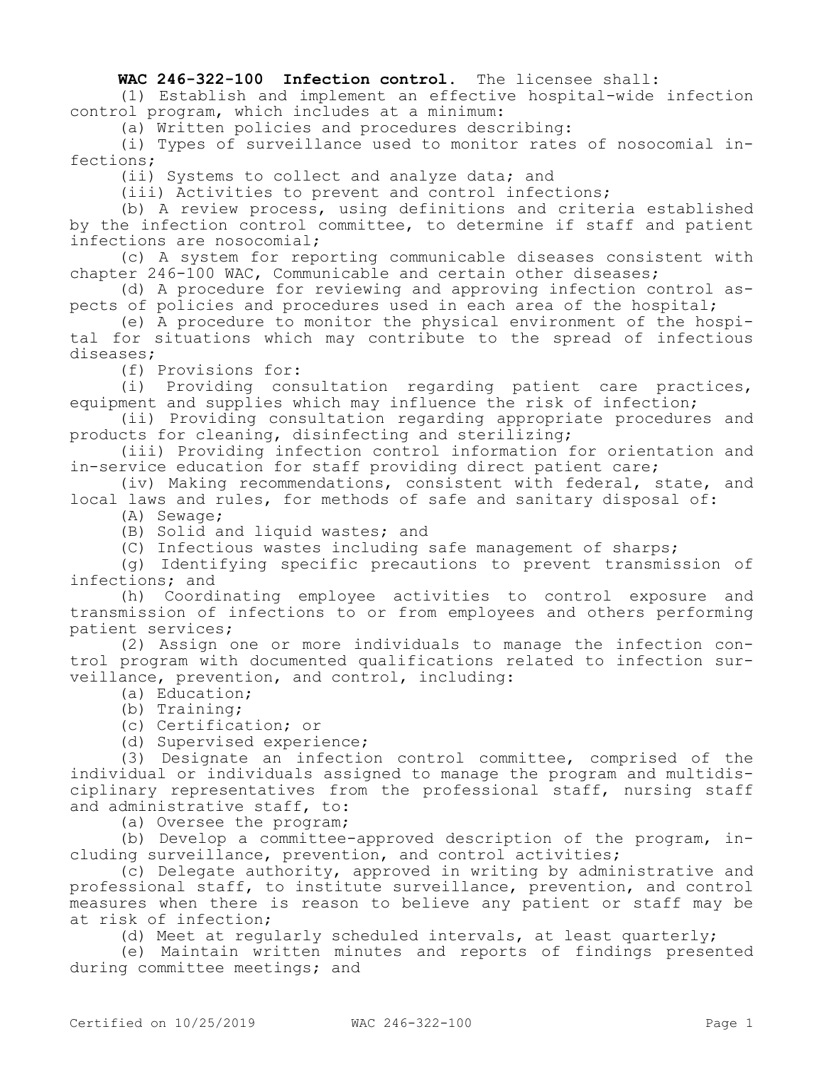**WAC 246-322-100 Infection control.** The licensee shall:

(1) Establish and implement an effective hospital-wide infection control program, which includes at a minimum:

(a) Written policies and procedures describing:

(i) Types of surveillance used to monitor rates of nosocomial infections;

(ii) Systems to collect and analyze data; and

(iii) Activities to prevent and control infections;

(b) A review process, using definitions and criteria established by the infection control committee, to determine if staff and patient infections are nosocomial;

(c) A system for reporting communicable diseases consistent with chapter 246-100 WAC, Communicable and certain other diseases;

(d) A procedure for reviewing and approving infection control aspects of policies and procedures used in each area of the hospital;

(e) A procedure to monitor the physical environment of the hospital for situations which may contribute to the spread of infectious diseases;

(f) Provisions for:

(i) Providing consultation regarding patient care practices, equipment and supplies which may influence the risk of infection;

(ii) Providing consultation regarding appropriate procedures and products for cleaning, disinfecting and sterilizing;

(iii) Providing infection control information for orientation and in-service education for staff providing direct patient care;

(iv) Making recommendations, consistent with federal, state, and local laws and rules, for methods of safe and sanitary disposal of:

(A) Sewage;

(B) Solid and liquid wastes; and

(C) Infectious wastes including safe management of sharps;

(g) Identifying specific precautions to prevent transmission of infections; and

(h) Coordinating employee activities to control exposure and transmission of infections to or from employees and others performing patient services;

(2) Assign one or more individuals to manage the infection control program with documented qualifications related to infection surveillance, prevention, and control, including:

(a) Education;

(b) Training;

(c) Certification; or

(d) Supervised experience;

(3) Designate an infection control committee, comprised of the individual or individuals assigned to manage the program and multidisciplinary representatives from the professional staff, nursing staff and administrative staff, to:

(a) Oversee the program;

(b) Develop a committee-approved description of the program, including surveillance, prevention, and control activities;

(c) Delegate authority, approved in writing by administrative and professional staff, to institute surveillance, prevention, and control measures when there is reason to believe any patient or staff may be at risk of infection;

(d) Meet at regularly scheduled intervals, at least quarterly;

(e) Maintain written minutes and reports of findings presented during committee meetings; and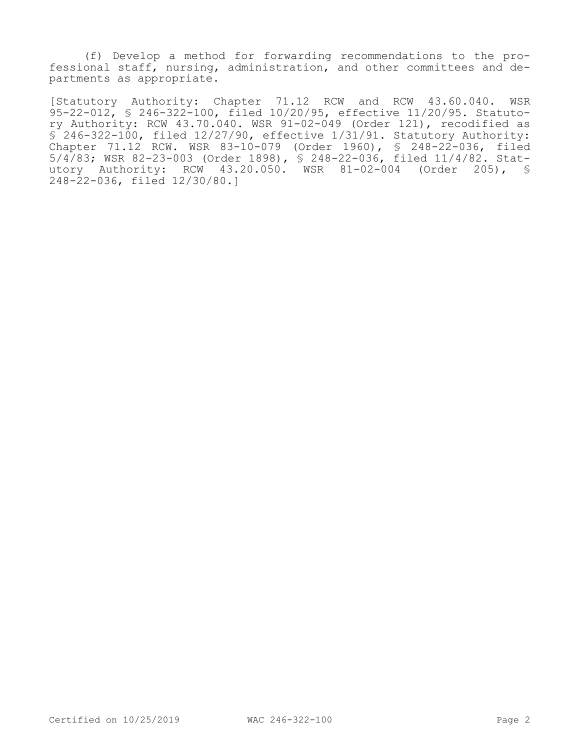(f) Develop a method for forwarding recommendations to the professional staff, nursing, administration, and other committees and departments as appropriate.

[Statutory Authority: Chapter 71.12 RCW and RCW 43.60.040. WSR 95-22-012, § 246-322-100, filed 10/20/95, effective 11/20/95. Statutory Authority: RCW 43.70.040. WSR 91-02-049 (Order 121), recodified as § 246-322-100, filed 12/27/90, effective 1/31/91. Statutory Authority: Chapter 71.12 RCW. WSR 83-10-079 (Order 1960), § 248-22-036, filed 5/4/83; WSR 82-23-003 (Order 1898), § 248-22-036, filed 11/4/82. Statutory Authority: RCW 43.20.050. WSR 81-02-004 (Order 205), § 248-22-036, filed 12/30/80.]